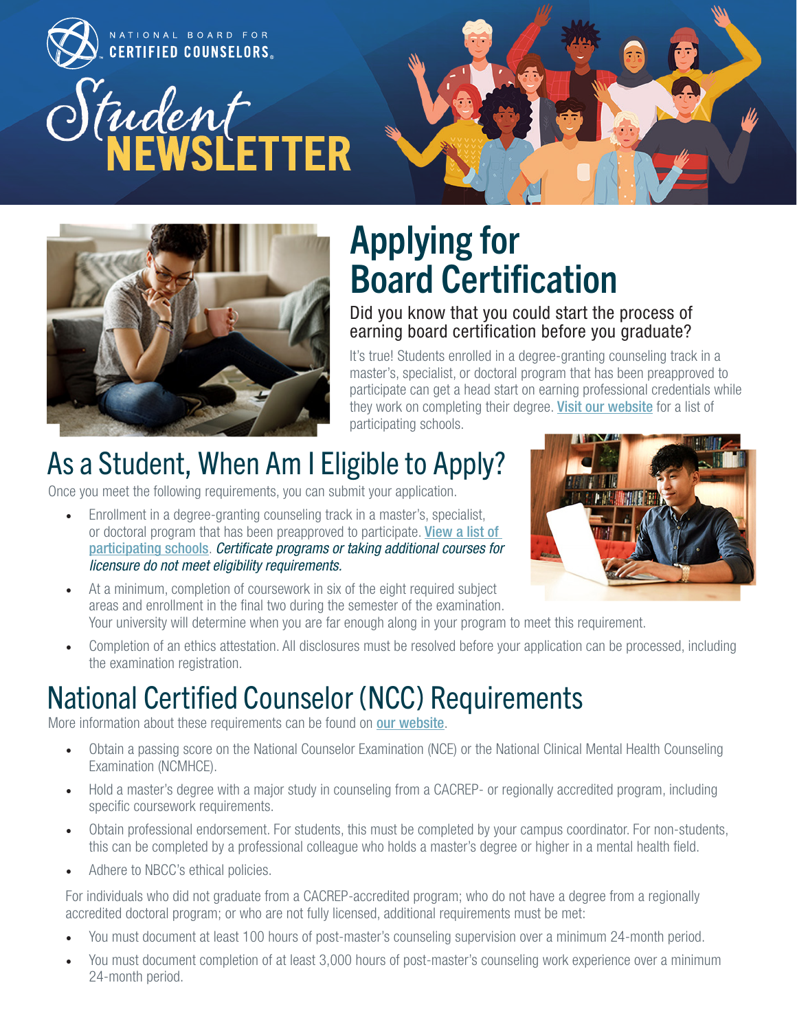NATIONAL BOARD FOR CERTIFIED COUNSELORS

# Student NEWSLETTER

## Applying for Board Certification

### Did you know that you could start the process of earning board certification before you graduate?

It's true! Students enrolled in a degree-granting counseling track in a master's, specialist, or doctoral program that has been preapproved to participate can get a head start on earning professional credentials while they work on completing their degree. Visit our website for a list of participating schools.

## As a Student, When Am I Eligible to Apply?

Once you meet the following requirements, you can submit your application.

- Enrollment in a degree-granting counseling track in a master's, specialist, or doctoral program that has been preapproved to participate. View a list of participating schools. *Certificate programs or taking additional courses for licensure do not meet eligibility requirements.*
- At a minimum, completion of coursework in six of the eight required subject areas and enrollment in the final two during the semester of the examination. Your university will determine when you are far enough along in your program to meet this requirement.
- Completion of an ethics attestation. All disclosures must be resolved before your application can be processed, including the examination registration.

## National Certified Counselor (NCC) Requirements

More information about these requirements can be found on our website.

- Obtain a passing score on the National Counselor Examination (NCE) or the National Clinical Mental Health Counseling Examination (NCMHCE).
- Hold a master's degree with a major study in counseling from a CACREP- or regionally accredited program, including specific coursework requirements.
- Obtain professional endorsement. For students, this must be completed by your campus coordinator. For non-students, this can be completed by a professional colleague who holds a master's degree or higher in a mental health field.
- Adhere to NBCC's ethical policies.

For individuals who did not graduate from a CACREP-accredited program; who do not have a degree from a regionally accredited doctoral program; or who are not fully licensed, additional requirements must be met:

- You must document at least 100 hours of post-master's counseling supervision over a minimum 24-month period.
- You must document completion of at least 3,000 hours of post-master's counseling work experience over a minimum 24-month period.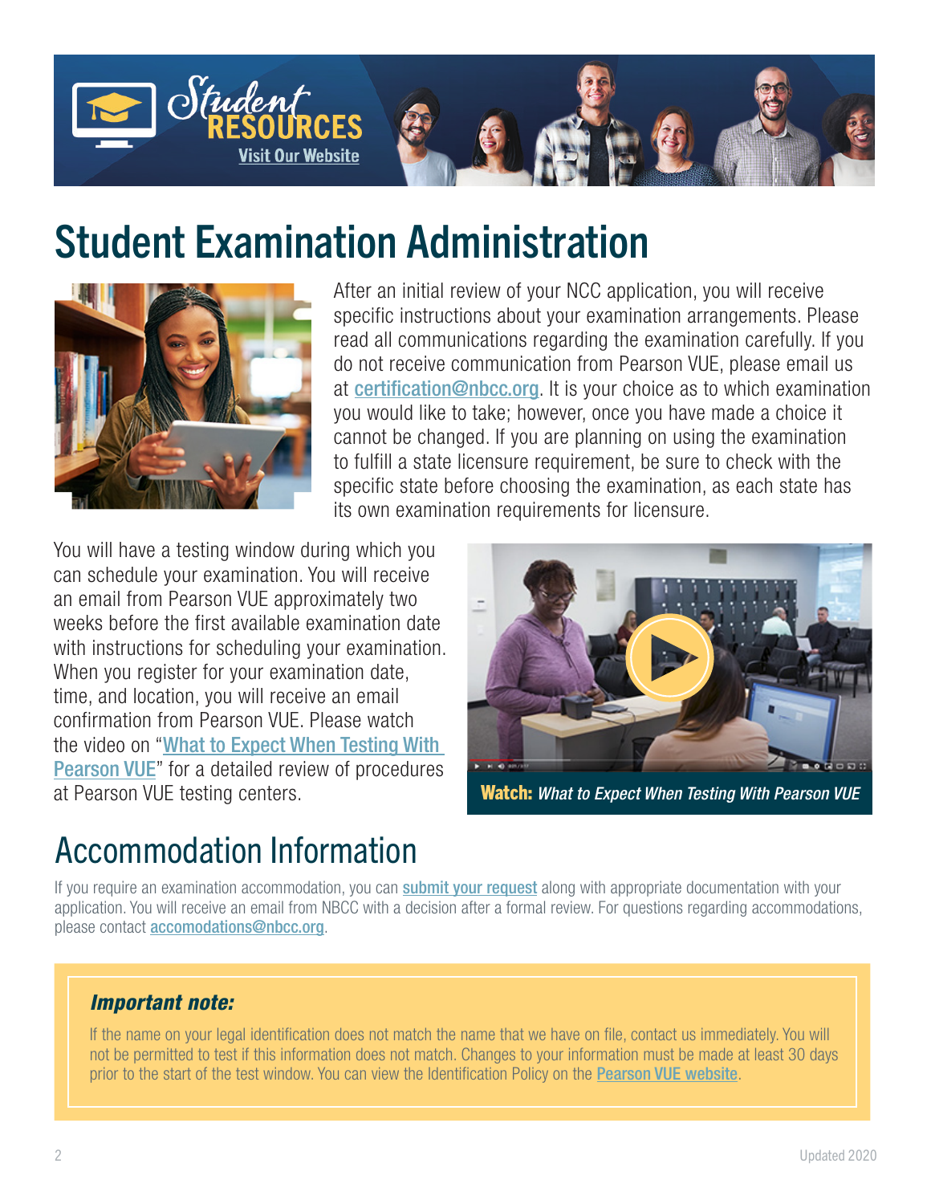Student RESOURCES

Visit Our Website

# Student Examination Administration

After an initial review of your NCC application, you will receive specific instructions about your examination arrangements. Please read all communications regarding the examination carefully. If you do not receive communication from Pearson VUE, please email us at certification@nbcc.org. It is your choice as to which examination you would like to take; however, once you have made a choice it cannot be changed. If you are planning on using the examination to fulfill a state licensure requirement, be sure to check with the specific state before choosing the examination, as each state has its own examination requirements for licensure.

You will have a testing window during which you can schedule your examination. You will receive an email from Pearson VUE approximately two weeks before the first available examination date with instructions for scheduling your examination. When you register for your examination date, time, and location, you will receive an email confirmation from Pearson VUE. Please watch the video on "What to Expect When Testing With Pearson VUE" for a detailed review of procedures at Pearson VUE testing centers.

**Watch:** *What to Expect When Testing With Pearson VUE*

## Accommodation Information

If you require an examination accommodation, you can submit your request along with appropriate documentation with your application. You will receive an email from NBCC with a decision after a formal review. For questions regarding accommodations, please contact accomodations@nbcc.org.

***Important note:***

If the name on your legal identification does not match the name that we have on file, contact us immediately. You will not be permitted to test if this information does not match. Changes to your information must be made at least 30 days prior to the start of the test window. You can view the Identification Policy on the Pearson VUE website.

Updated 2020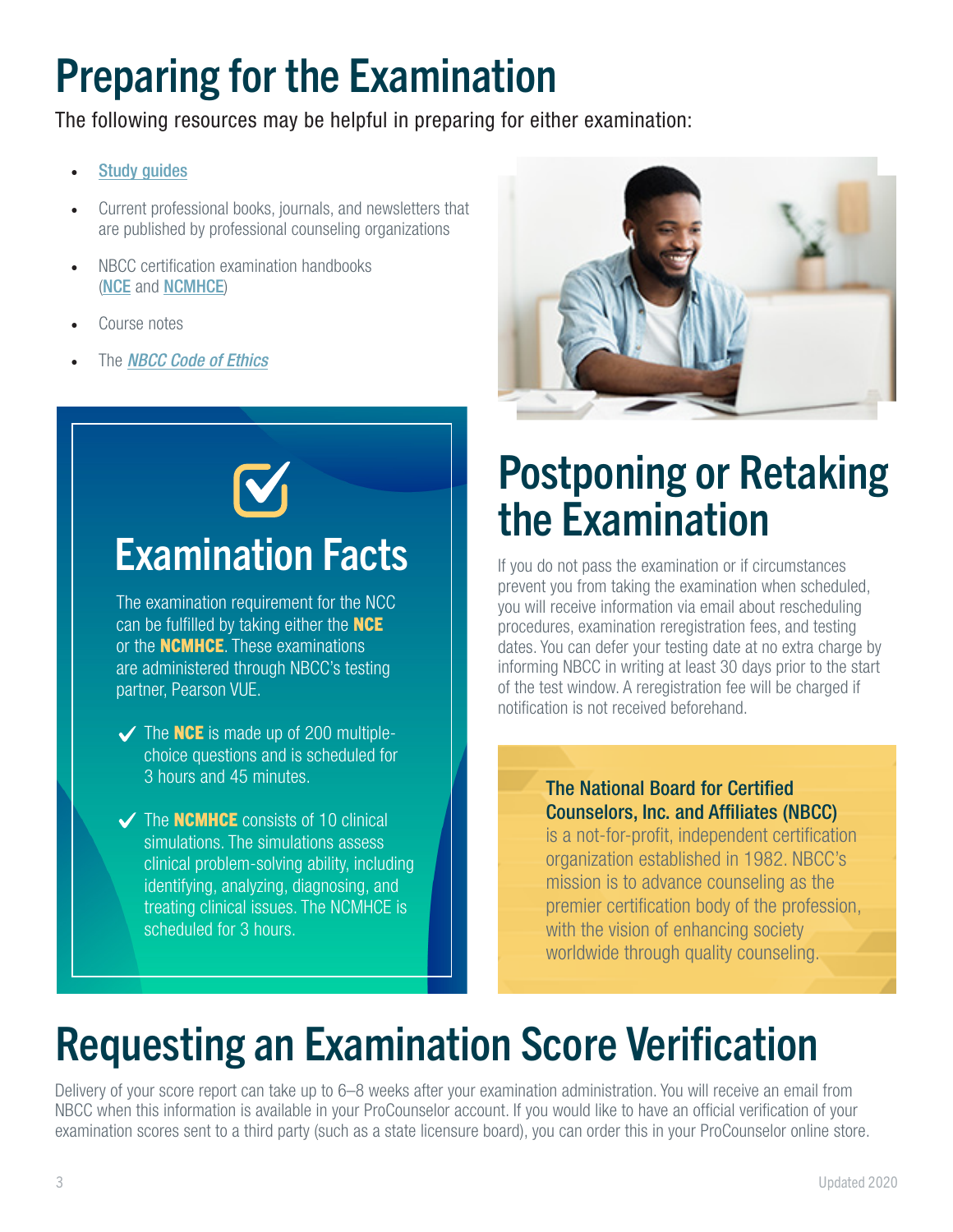# Preparing for the Examination

The following resources may be helpful in preparing for either examination:

- Study guides
- Current professional books, journals, and newsletters that are published by professional counseling organizations
- NBCC certification examination handbooks (NCE and NCMHCE)
- Course notes
- The *NBCC Code of Ethics*

## Examination Facts

The examination requirement for the NCC can be fulfilled by taking either the **NCE** or the **NCMHCE**. These examinations are administered through NBCC's testing partner, Pearson VUE.

- ✔ The **NCE** is made up of 200 multiple-choice questions and is scheduled for 3 hours and 45 minutes.
- ✔ The **NCMHCE** consists of 10 clinical simulations. The simulations assess clinical problem-solving ability, including identifying, analyzing, diagnosing, and treating clinical issues. The NCMHCE is scheduled for 3 hours.

# Postponing or Retaking the Examination

If you do not pass the examination or if circumstances prevent you from taking the examination when scheduled, you will receive information via email about rescheduling procedures, examination reregistration fees, and testing dates. You can defer your testing date at no extra charge by informing NBCC in writing at least 30 days prior to the start of the test window. A reregistration fee will be charged if notification is not received beforehand.

**The National Board for Certified Counselors, Inc. and Affiliates (NBCC)** is a not-for-profit, independent certification organization established in 1982. NBCC's mission is to advance counseling as the premier certification body of the profession, with the vision of enhancing society worldwide through quality counseling.

# Requesting an Examination Score Verification

Delivery of your score report can take up to 6–8 weeks after your examination administration. You will receive an email from NBCC when this information is available in your ProCounselor account. If you would like to have an official verification of your examination scores sent to a third party (such as a state licensure board), you can order this in your ProCounselor online store.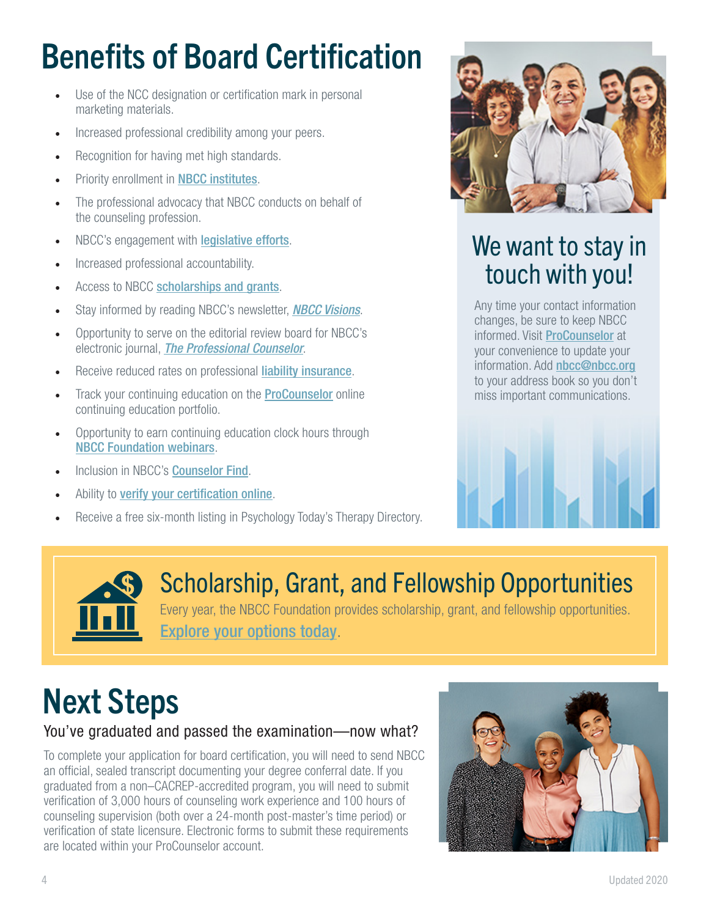# Benefits of Board Certification

- Use of the NCC designation or certification mark in personal marketing materials.
- Increased professional credibility among your peers.
- Recognition for having met high standards.
- Priority enrollment in NBCC institutes.
- The professional advocacy that NBCC conducts on behalf of the counseling profession.
- NBCC's engagement with legislative efforts.
- Increased professional accountability.
- Access to NBCC scholarships and grants.
- Stay informed by reading NBCC's newsletter, *NBCC Visions*.
- Opportunity to serve on the editorial review board for NBCC's electronic journal, *The Professional Counselor*.
- Receive reduced rates on professional liability insurance.
- Track your continuing education on the ProCounselor online continuing education portfolio.
- Opportunity to earn continuing education clock hours through NBCC Foundation webinars.
- Inclusion in NBCC's Counselor Find.
- Ability to verify your certification online.
- Receive a free six-month listing in Psychology Today's Therapy Directory.

## We want to stay in touch with you!

Any time your contact information changes, be sure to keep NBCC informed. Visit ProCounselor at your convenience to update your information. Add nbcc@nbcc.org to your address book so you don't miss important communications.

## Scholarship, Grant, and Fellowship Opportunities

Every year, the NBCC Foundation provides scholarship, grant, and fellowship opportunities. Explore your options today.

# Next Steps

### You've graduated and passed the examination—now what?

To complete your application for board certification, you will need to send NBCC an official, sealed transcript documenting your degree conferral date. If you graduated from a non–CACREP-accredited program, you will need to submit verification of 3,000 hours of counseling work experience and 100 hours of counseling supervision (both over a 24-month post-master's time period) or verification of state licensure. Electronic forms to submit these requirements are located within your ProCounselor account.

Updated 2020